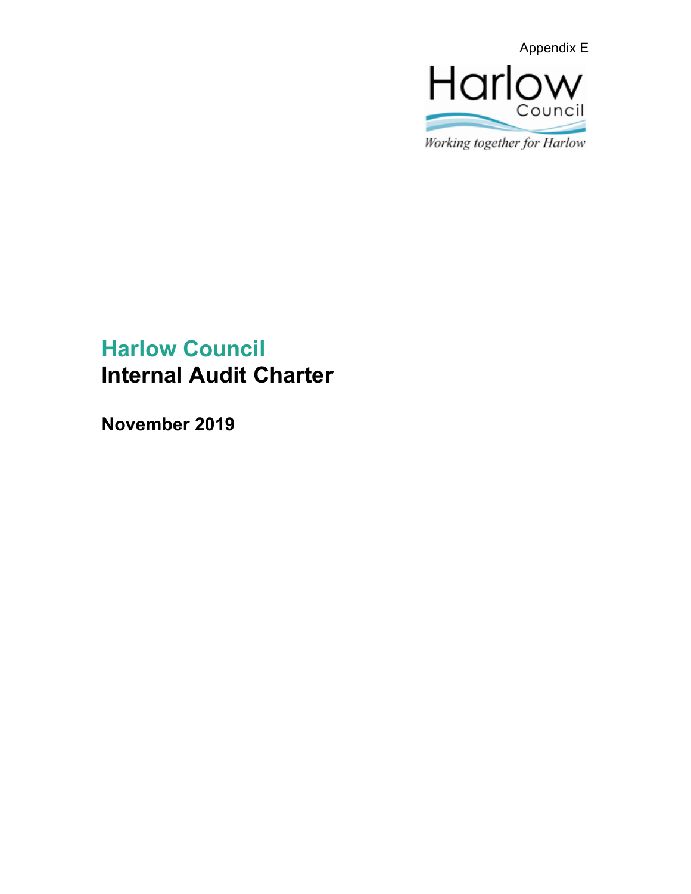Appendix E

Harlow Council

Working together for Harlow

# Harlow Council
# Internal Audit Charter

**November 2019**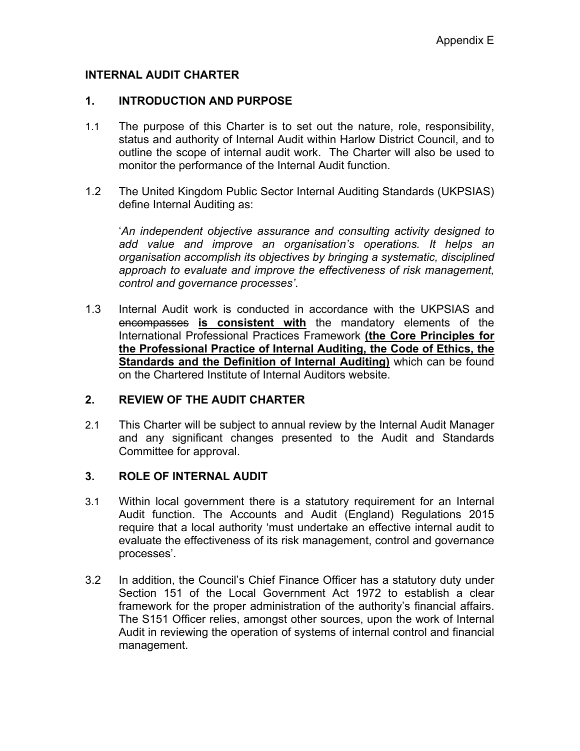Appendix E

# INTERNAL AUDIT CHARTER

## 1. INTRODUCTION AND PURPOSE

1.1 The purpose of this Charter is to set out the nature, role, responsibility, status and authority of Internal Audit within Harlow District Council, and to outline the scope of internal audit work. The Charter will also be used to monitor the performance of the Internal Audit function.

1.2 The United Kingdom Public Sector Internal Auditing Standards (UKPSIAS) define Internal Auditing as:

'*An independent objective assurance and consulting activity designed to add value and improve an organisation's operations. It helps an organisation accomplish its objectives by bringing a systematic, disciplined approach to evaluate and improve the effectiveness of risk management, control and governance processes'*.

1.3 Internal Audit work is conducted in accordance with the UKPSIAS and ~~encompasses~~ **is consistent with** the mandatory elements of the International Professional Practices Framework **(the Core Principles for the Professional Practice of Internal Auditing, the Code of Ethics, the Standards and the Definition of Internal Auditing)** which can be found on the Chartered Institute of Internal Auditors website.

## 2. REVIEW OF THE AUDIT CHARTER

2.1 This Charter will be subject to annual review by the Internal Audit Manager and any significant changes presented to the Audit and Standards Committee for approval.

## 3. ROLE OF INTERNAL AUDIT

3.1 Within local government there is a statutory requirement for an Internal Audit function. The Accounts and Audit (England) Regulations 2015 require that a local authority 'must undertake an effective internal audit to evaluate the effectiveness of its risk management, control and governance processes'.

3.2 In addition, the Council's Chief Finance Officer has a statutory duty under Section 151 of the Local Government Act 1972 to establish a clear framework for the proper administration of the authority's financial affairs. The S151 Officer relies, amongst other sources, upon the work of Internal Audit in reviewing the operation of systems of internal control and financial management.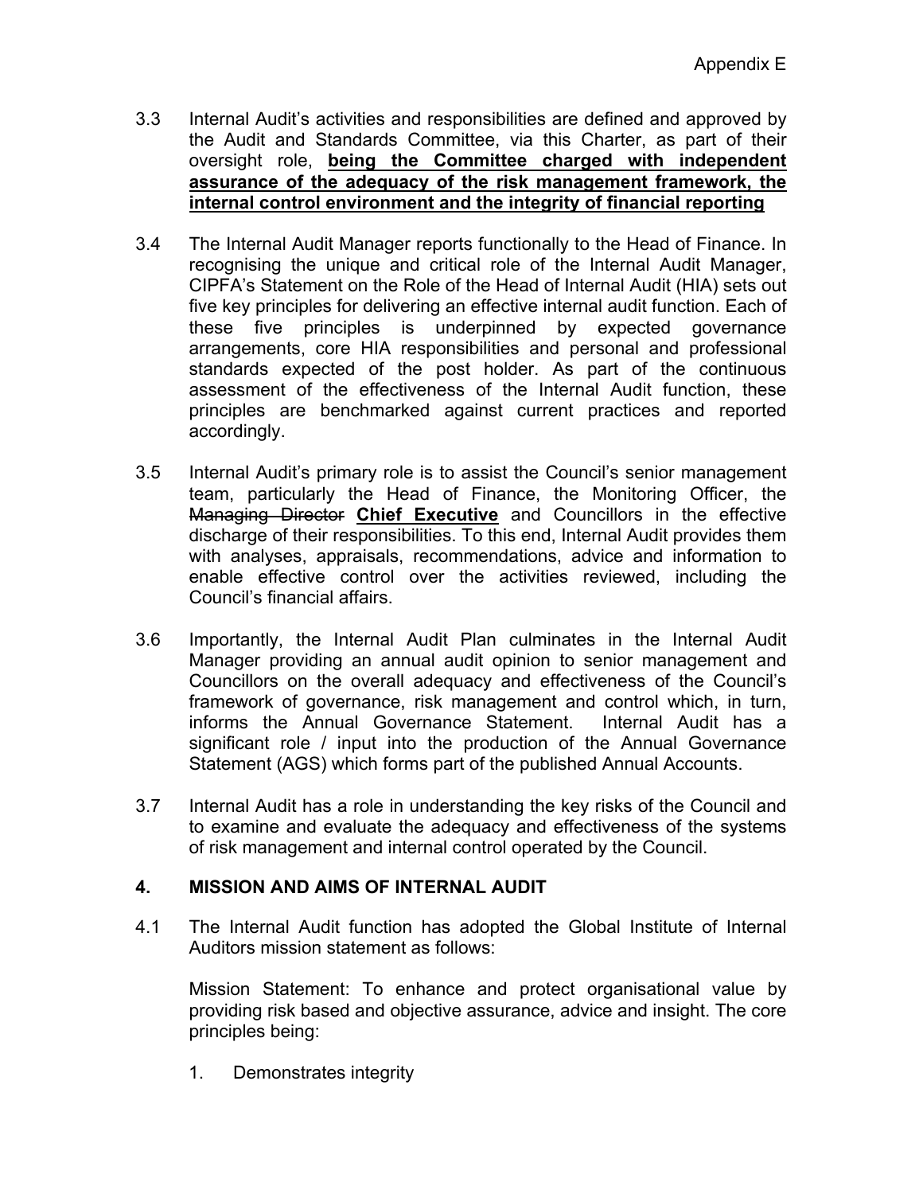Appendix E

3.3 Internal Audit's activities and responsibilities are defined and approved by the Audit and Standards Committee, via this Charter, as part of their oversight role, **<u>being the Committee charged with independent assurance of the adequacy of the risk management framework, the internal control environment and the integrity of financial reporting</u>**

3.4 The Internal Audit Manager reports functionally to the Head of Finance. In recognising the unique and critical role of the Internal Audit Manager, CIPFA's Statement on the Role of the Head of Internal Audit (HIA) sets out five key principles for delivering an effective internal audit function. Each of these five principles is underpinned by expected governance arrangements, core HIA responsibilities and personal and professional standards expected of the post holder. As part of the continuous assessment of the effectiveness of the Internal Audit function, these principles are benchmarked against current practices and reported accordingly.

3.5 Internal Audit's primary role is to assist the Council's senior management team, particularly the Head of Finance, the Monitoring Officer, the ~~Managing Director~~ **<u>Chief Executive</u>** and Councillors in the effective discharge of their responsibilities. To this end, Internal Audit provides them with analyses, appraisals, recommendations, advice and information to enable effective control over the activities reviewed, including the Council's financial affairs.

3.6 Importantly, the Internal Audit Plan culminates in the Internal Audit Manager providing an annual audit opinion to senior management and Councillors on the overall adequacy and effectiveness of the Council's framework of governance, risk management and control which, in turn, informs the Annual Governance Statement. Internal Audit has a significant role / input into the production of the Annual Governance Statement (AGS) which forms part of the published Annual Accounts.

3.7 Internal Audit has a role in understanding the key risks of the Council and to examine and evaluate the adequacy and effectiveness of the systems of risk management and internal control operated by the Council.

## 4. MISSION AND AIMS OF INTERNAL AUDIT

4.1 The Internal Audit function has adopted the Global Institute of Internal Auditors mission statement as follows:

Mission Statement: To enhance and protect organisational value by providing risk based and objective assurance, advice and insight. The core principles being:

1. Demonstrates integrity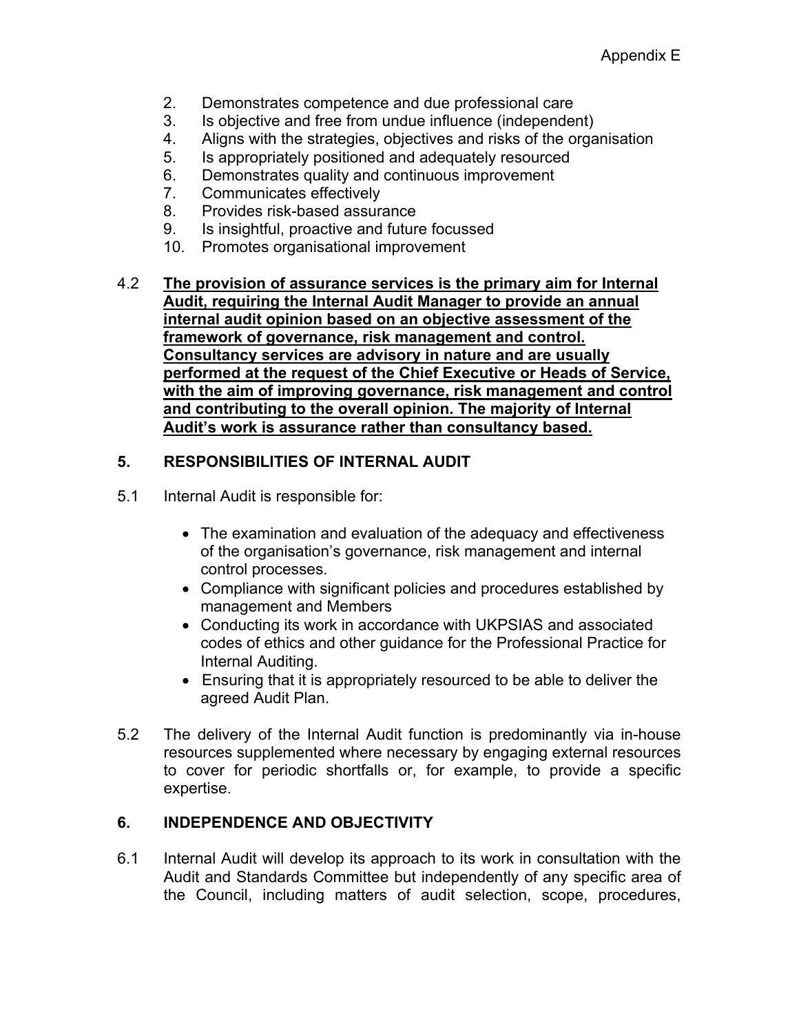2. Demonstrates competence and due professional care
3. Is objective and free from undue influence (independent)
4. Aligns with the strategies, objectives and risks of the organisation
5. Is appropriately positioned and adequately resourced
6. Demonstrates quality and continuous improvement
7. Communicates effectively
8. Provides risk-based assurance
9. Is insightful, proactive and future focussed
10. Promotes organisational improvement

4.2 **The provision of assurance services is the primary aim for Internal Audit, requiring the Internal Audit Manager to provide an annual internal audit opinion based on an objective assessment of the framework of governance, risk management and control. Consultancy services are advisory in nature and are usually performed at the request of the Chief Executive or Heads of Service, with the aim of improving governance, risk management and control and contributing to the overall opinion. The majority of Internal Audit's work is assurance rather than consultancy based.**

## 5. RESPONSIBILITIES OF INTERNAL AUDIT

5.1 Internal Audit is responsible for:

- The examination and evaluation of the adequacy and effectiveness of the organisation's governance, risk management and internal control processes.
- Compliance with significant policies and procedures established by management and Members
- Conducting its work in accordance with UKPSIAS and associated codes of ethics and other guidance for the Professional Practice for Internal Auditing.
- Ensuring that it is appropriately resourced to be able to deliver the agreed Audit Plan.

5.2 The delivery of the Internal Audit function is predominantly via in-house resources supplemented where necessary by engaging external resources to cover for periodic shortfalls or, for example, to provide a specific expertise.

## 6. INDEPENDENCE AND OBJECTIVITY

6.1 Internal Audit will develop its approach to its work in consultation with the Audit and Standards Committee but independently of any specific area of the Council, including matters of audit selection, scope, procedures,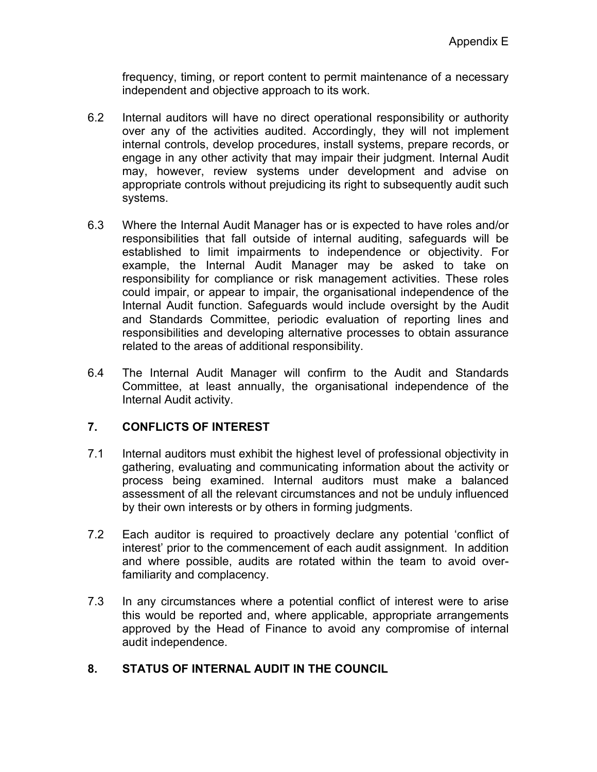frequency, timing, or report content to permit maintenance of a necessary independent and objective approach to its work.

6.2 Internal auditors will have no direct operational responsibility or authority over any of the activities audited. Accordingly, they will not implement internal controls, develop procedures, install systems, prepare records, or engage in any other activity that may impair their judgment. Internal Audit may, however, review systems under development and advise on appropriate controls without prejudicing its right to subsequently audit such systems.

6.3 Where the Internal Audit Manager has or is expected to have roles and/or responsibilities that fall outside of internal auditing, safeguards will be established to limit impairments to independence or objectivity. For example, the Internal Audit Manager may be asked to take on responsibility for compliance or risk management activities. These roles could impair, or appear to impair, the organisational independence of the Internal Audit function. Safeguards would include oversight by the Audit and Standards Committee, periodic evaluation of reporting lines and responsibilities and developing alternative processes to obtain assurance related to the areas of additional responsibility.

6.4 The Internal Audit Manager will confirm to the Audit and Standards Committee, at least annually, the organisational independence of the Internal Audit activity.

## 7. CONFLICTS OF INTEREST

7.1 Internal auditors must exhibit the highest level of professional objectivity in gathering, evaluating and communicating information about the activity or process being examined. Internal auditors must make a balanced assessment of all the relevant circumstances and not be unduly influenced by their own interests or by others in forming judgments.

7.2 Each auditor is required to proactively declare any potential 'conflict of interest' prior to the commencement of each audit assignment. In addition and where possible, audits are rotated within the team to avoid over-familiarity and complacency.

7.3 In any circumstances where a potential conflict of interest were to arise this would be reported and, where applicable, appropriate arrangements approved by the Head of Finance to avoid any compromise of internal audit independence.

## 8. STATUS OF INTERNAL AUDIT IN THE COUNCIL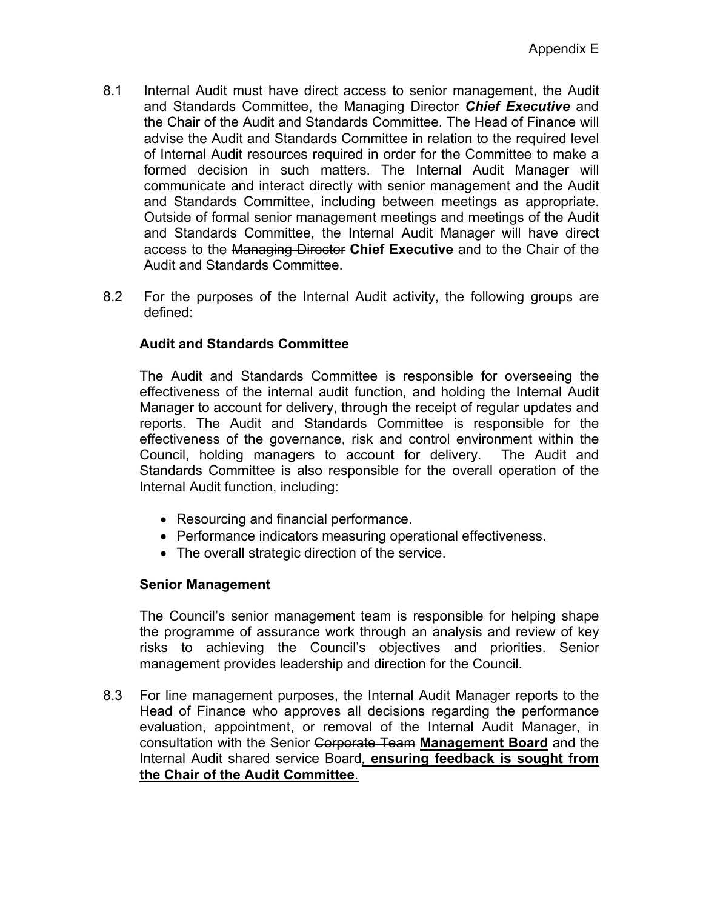Appendix E

8.1 Internal Audit must have direct access to senior management, the Audit and Standards Committee, the ~~Managing Director~~ ***Chief Executive*** and the Chair of the Audit and Standards Committee. The Head of Finance will advise the Audit and Standards Committee in relation to the required level of Internal Audit resources required in order for the Committee to make a formed decision in such matters. The Internal Audit Manager will communicate and interact directly with senior management and the Audit and Standards Committee, including between meetings as appropriate. Outside of formal senior management meetings and meetings of the Audit and Standards Committee, the Internal Audit Manager will have direct access to the ~~Managing Director~~ **Chief Executive** and to the Chair of the Audit and Standards Committee.

8.2 For the purposes of the Internal Audit activity, the following groups are defined:

**Audit and Standards Committee**

The Audit and Standards Committee is responsible for overseeing the effectiveness of the internal audit function, and holding the Internal Audit Manager to account for delivery, through the receipt of regular updates and reports. The Audit and Standards Committee is responsible for the effectiveness of the governance, risk and control environment within the Council, holding managers to account for delivery. The Audit and Standards Committee is also responsible for the overall operation of the Internal Audit function, including:

- Resourcing and financial performance.
- Performance indicators measuring operational effectiveness.
- The overall strategic direction of the service.

**Senior Management**

The Council's senior management team is responsible for helping shape the programme of assurance work through an analysis and review of key risks to achieving the Council's objectives and priorities. Senior management provides leadership and direction for the Council.

8.3 For line management purposes, the Internal Audit Manager reports to the Head of Finance who approves all decisions regarding the performance evaluation, appointment, or removal of the Internal Audit Manager, in consultation with the Senior ~~Corporate Team~~ <u>**Management Board**</u> and the Internal Audit shared service Board<u>**, ensuring feedback is sought from the Chair of the Audit Committee**</u>.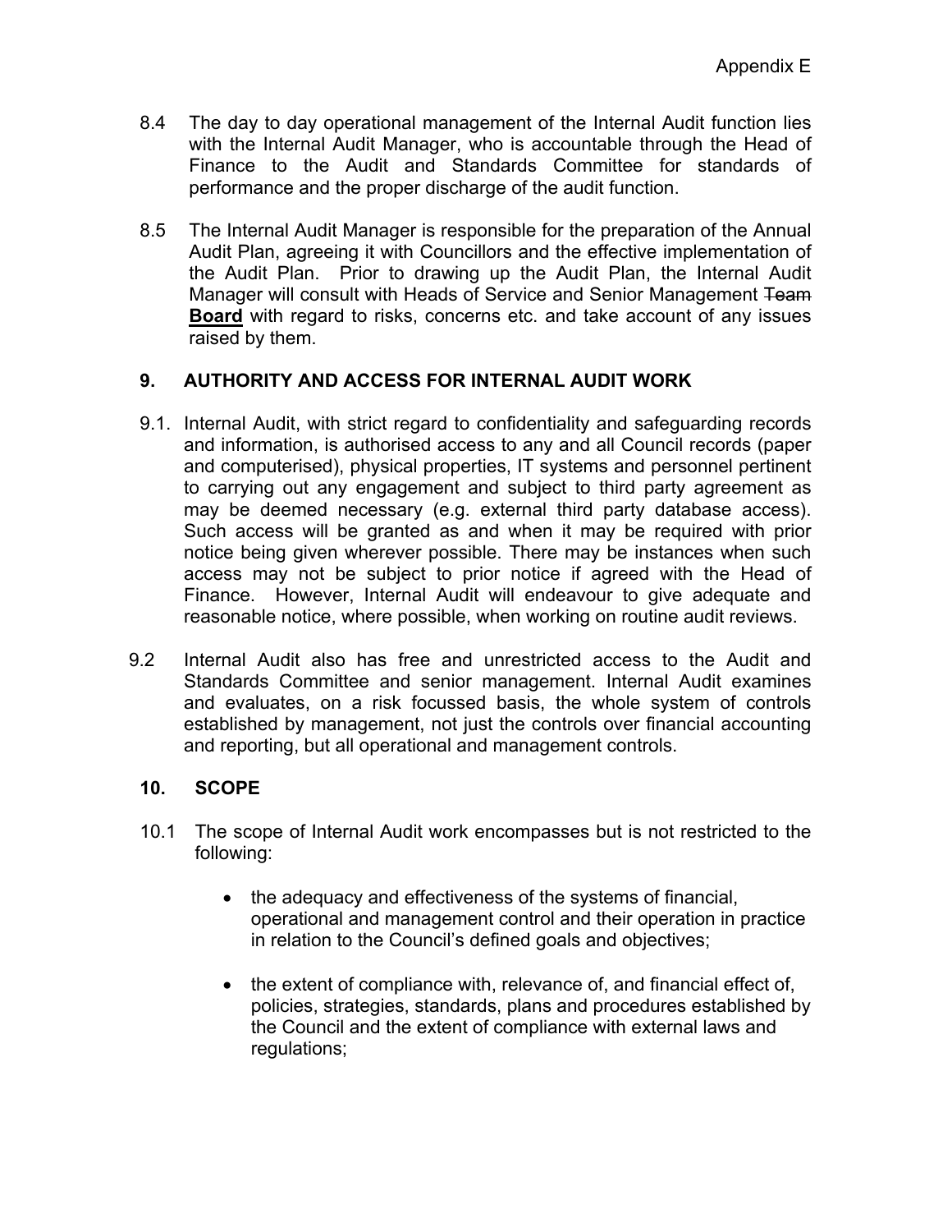8.4 The day to day operational management of the Internal Audit function lies with the Internal Audit Manager, who is accountable through the Head of Finance to the Audit and Standards Committee for standards of performance and the proper discharge of the audit function.

8.5 The Internal Audit Manager is responsible for the preparation of the Annual Audit Plan, agreeing it with Councillors and the effective implementation of the Audit Plan. Prior to drawing up the Audit Plan, the Internal Audit Manager will consult with Heads of Service and Senior Management ~~Team~~ **Board** with regard to risks, concerns etc. and take account of any issues raised by them.

## 9. AUTHORITY AND ACCESS FOR INTERNAL AUDIT WORK

9.1. Internal Audit, with strict regard to confidentiality and safeguarding records and information, is authorised access to any and all Council records (paper and computerised), physical properties, IT systems and personnel pertinent to carrying out any engagement and subject to third party agreement as may be deemed necessary (e.g. external third party database access). Such access will be granted as and when it may be required with prior notice being given wherever possible. There may be instances when such access may not be subject to prior notice if agreed with the Head of Finance. However, Internal Audit will endeavour to give adequate and reasonable notice, where possible, when working on routine audit reviews.

9.2 Internal Audit also has free and unrestricted access to the Audit and Standards Committee and senior management. Internal Audit examines and evaluates, on a risk focussed basis, the whole system of controls established by management, not just the controls over financial accounting and reporting, but all operational and management controls.

## 10. SCOPE

10.1 The scope of Internal Audit work encompasses but is not restricted to the following:

- the adequacy and effectiveness of the systems of financial, operational and management control and their operation in practice in relation to the Council's defined goals and objectives;
- the extent of compliance with, relevance of, and financial effect of, policies, strategies, standards, plans and procedures established by the Council and the extent of compliance with external laws and regulations;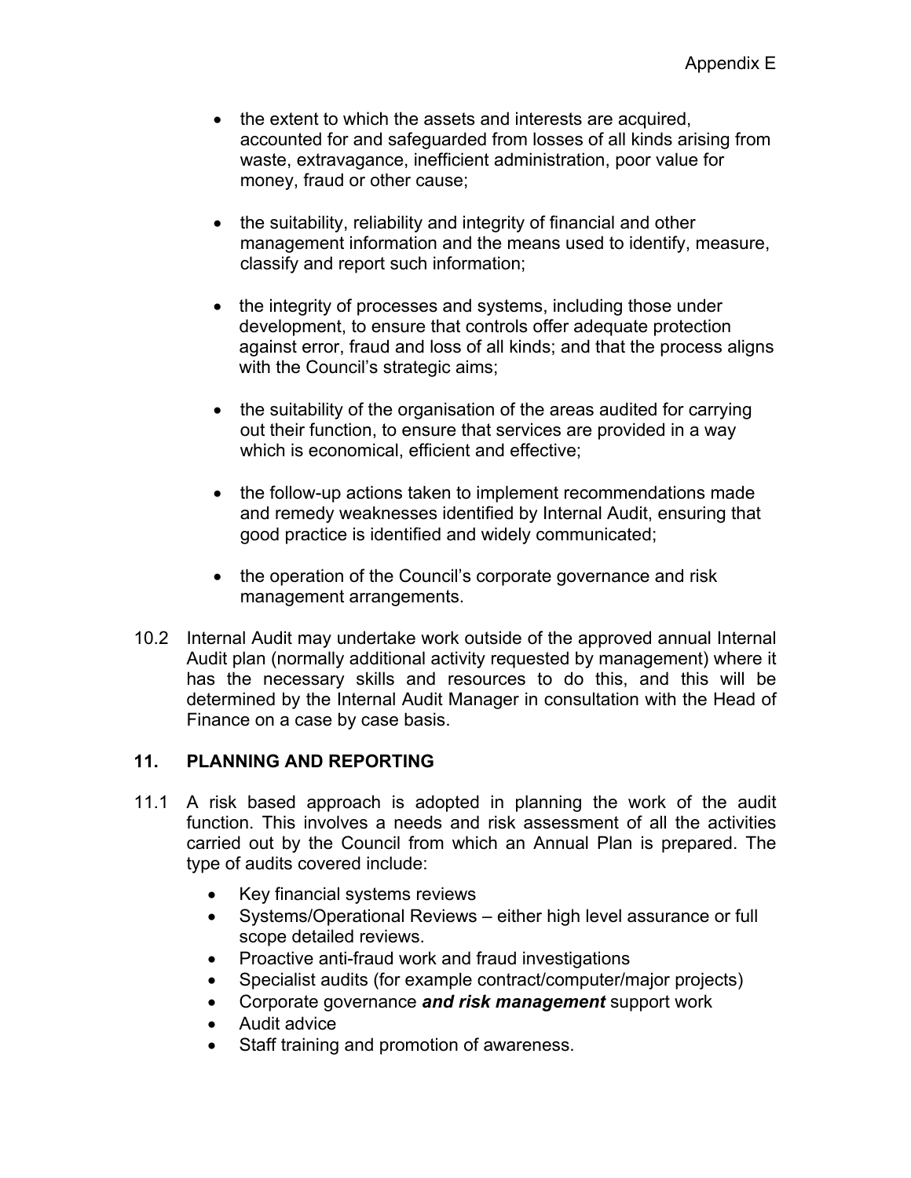- the extent to which the assets and interests are acquired, accounted for and safeguarded from losses of all kinds arising from waste, extravagance, inefficient administration, poor value for money, fraud or other cause;

- the suitability, reliability and integrity of financial and other management information and the means used to identify, measure, classify and report such information;

- the integrity of processes and systems, including those under development, to ensure that controls offer adequate protection against error, fraud and loss of all kinds; and that the process aligns with the Council's strategic aims;

- the suitability of the organisation of the areas audited for carrying out their function, to ensure that services are provided in a way which is economical, efficient and effective;

- the follow-up actions taken to implement recommendations made and remedy weaknesses identified by Internal Audit, ensuring that good practice is identified and widely communicated;

- the operation of the Council's corporate governance and risk management arrangements.

10.2 Internal Audit may undertake work outside of the approved annual Internal Audit plan (normally additional activity requested by management) where it has the necessary skills and resources to do this, and this will be determined by the Internal Audit Manager in consultation with the Head of Finance on a case by case basis.

## 11. PLANNING AND REPORTING

11.1 A risk based approach is adopted in planning the work of the audit function. This involves a needs and risk assessment of all the activities carried out by the Council from which an Annual Plan is prepared. The type of audits covered include:

- Key financial systems reviews
- Systems/Operational Reviews – either high level assurance or full scope detailed reviews.
- Proactive anti-fraud work and fraud investigations
- Specialist audits (for example contract/computer/major projects)
- Corporate governance ***and risk management*** support work
- Audit advice
- Staff training and promotion of awareness.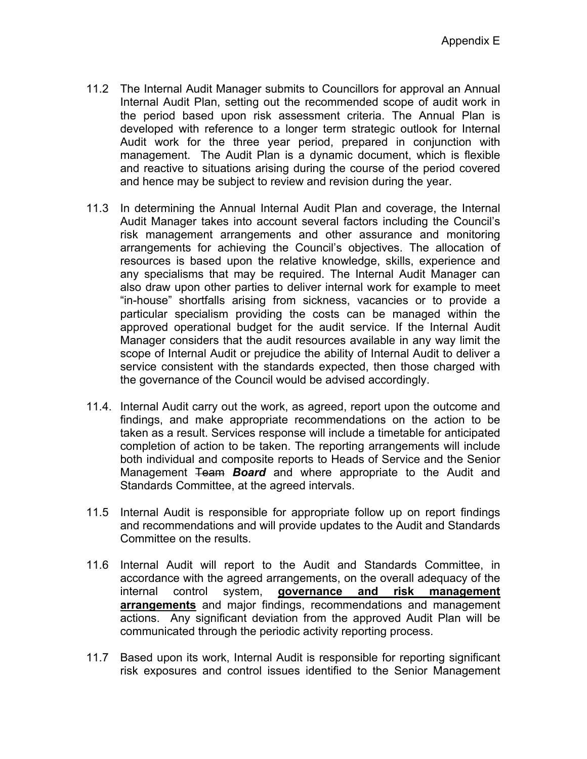Appendix E

11.2 The Internal Audit Manager submits to Councillors for approval an Annual Internal Audit Plan, setting out the recommended scope of audit work in the period based upon risk assessment criteria. The Annual Plan is developed with reference to a longer term strategic outlook for Internal Audit work for the three year period, prepared in conjunction with management. The Audit Plan is a dynamic document, which is flexible and reactive to situations arising during the course of the period covered and hence may be subject to review and revision during the year.

11.3 In determining the Annual Internal Audit Plan and coverage, the Internal Audit Manager takes into account several factors including the Council's risk management arrangements and other assurance and monitoring arrangements for achieving the Council's objectives. The allocation of resources is based upon the relative knowledge, skills, experience and any specialisms that may be required. The Internal Audit Manager can also draw upon other parties to deliver internal work for example to meet "in-house" shortfalls arising from sickness, vacancies or to provide a particular specialism providing the costs can be managed within the approved operational budget for the audit service. If the Internal Audit Manager considers that the audit resources available in any way limit the scope of Internal Audit or prejudice the ability of Internal Audit to deliver a service consistent with the standards expected, then those charged with the governance of the Council would be advised accordingly.

11.4. Internal Audit carry out the work, as agreed, report upon the outcome and findings, and make appropriate recommendations on the action to be taken as a result. Services response will include a timetable for anticipated completion of action to be taken. The reporting arrangements will include both individual and composite reports to Heads of Service and the Senior Management ~~Team~~ ***Board*** and where appropriate to the Audit and Standards Committee, at the agreed intervals.

11.5 Internal Audit is responsible for appropriate follow up on report findings and recommendations and will provide updates to the Audit and Standards Committee on the results.

11.6 Internal Audit will report to the Audit and Standards Committee, in accordance with the agreed arrangements, on the overall adequacy of the internal control system, <u>**governance and risk management arrangements**</u> and major findings, recommendations and management actions. Any significant deviation from the approved Audit Plan will be communicated through the periodic activity reporting process.

11.7 Based upon its work, Internal Audit is responsible for reporting significant risk exposures and control issues identified to the Senior Management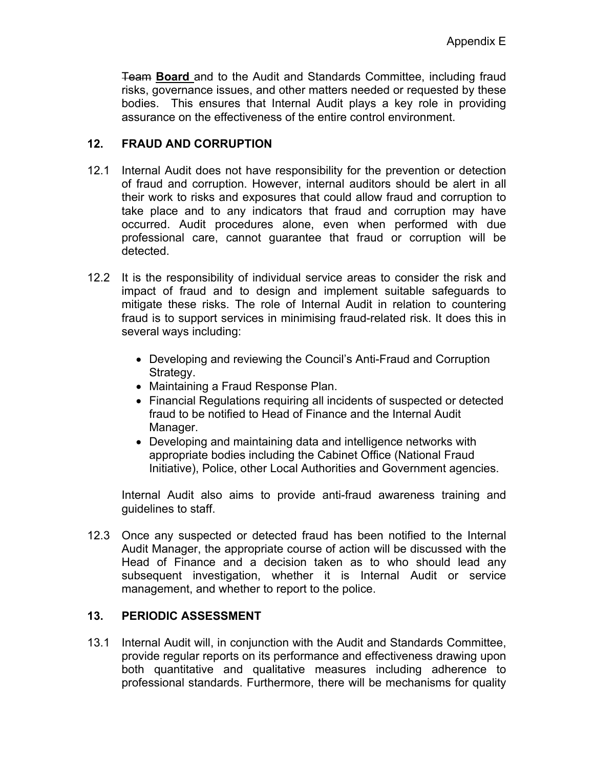~~Team~~ **Board** and to the Audit and Standards Committee, including fraud risks, governance issues, and other matters needed or requested by these bodies. This ensures that Internal Audit plays a key role in providing assurance on the effectiveness of the entire control environment.

## 12. FRAUD AND CORRUPTION

12.1 Internal Audit does not have responsibility for the prevention or detection of fraud and corruption. However, internal auditors should be alert in all their work to risks and exposures that could allow fraud and corruption to take place and to any indicators that fraud and corruption may have occurred. Audit procedures alone, even when performed with due professional care, cannot guarantee that fraud or corruption will be detected.

12.2 It is the responsibility of individual service areas to consider the risk and impact of fraud and to design and implement suitable safeguards to mitigate these risks. The role of Internal Audit in relation to countering fraud is to support services in minimising fraud-related risk. It does this in several ways including:

- Developing and reviewing the Council's Anti-Fraud and Corruption Strategy.
- Maintaining a Fraud Response Plan.
- Financial Regulations requiring all incidents of suspected or detected fraud to be notified to Head of Finance and the Internal Audit Manager.
- Developing and maintaining data and intelligence networks with appropriate bodies including the Cabinet Office (National Fraud Initiative), Police, other Local Authorities and Government agencies.

Internal Audit also aims to provide anti-fraud awareness training and guidelines to staff.

12.3 Once any suspected or detected fraud has been notified to the Internal Audit Manager, the appropriate course of action will be discussed with the Head of Finance and a decision taken as to who should lead any subsequent investigation, whether it is Internal Audit or service management, and whether to report to the police.

## 13. PERIODIC ASSESSMENT

13.1 Internal Audit will, in conjunction with the Audit and Standards Committee, provide regular reports on its performance and effectiveness drawing upon both quantitative and qualitative measures including adherence to professional standards. Furthermore, there will be mechanisms for quality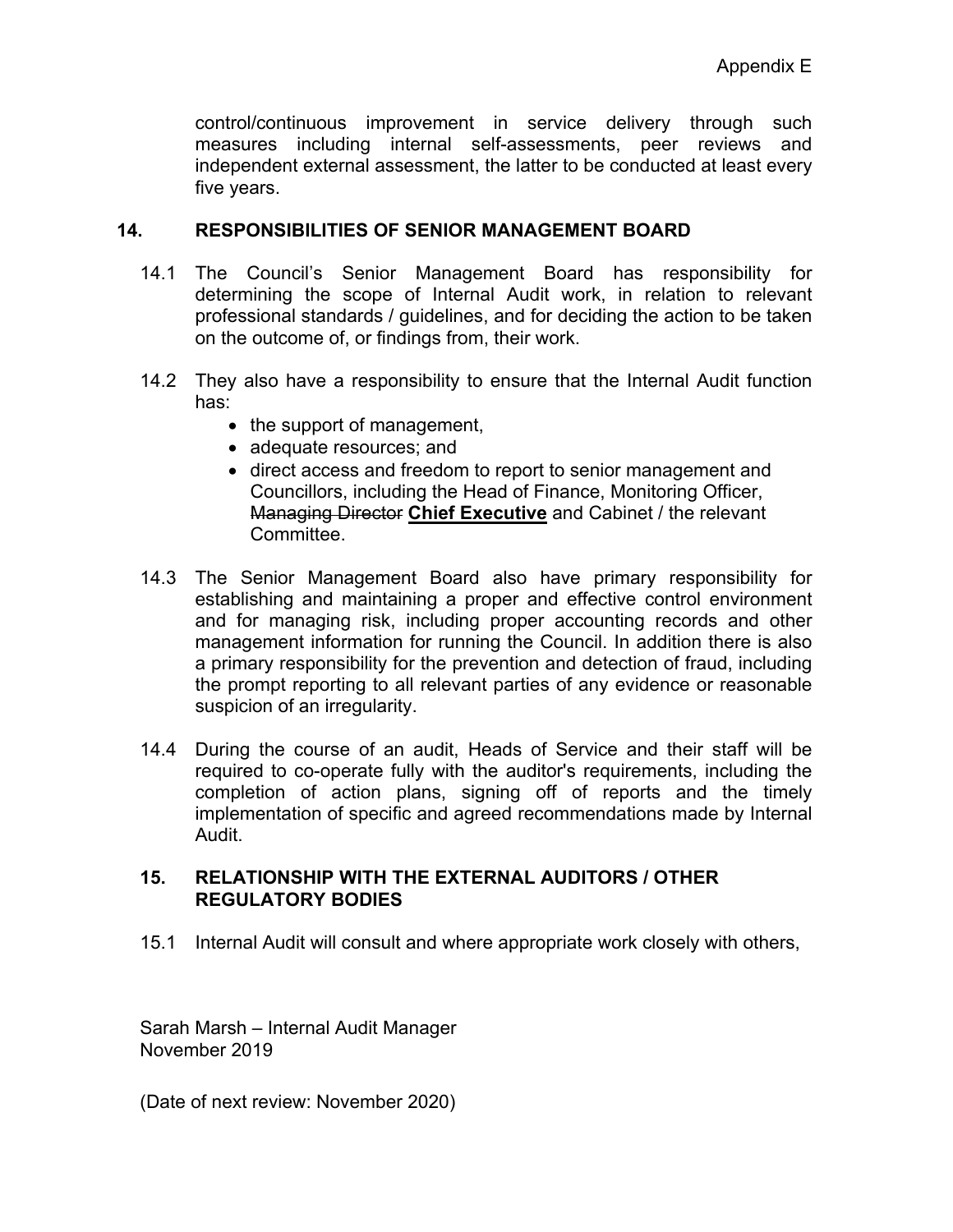control/continuous improvement in service delivery through such measures including internal self-assessments, peer reviews and independent external assessment, the latter to be conducted at least every five years.

## 14. RESPONSIBILITIES OF SENIOR MANAGEMENT BOARD

14.1 The Council's Senior Management Board has responsibility for determining the scope of Internal Audit work, in relation to relevant professional standards / guidelines, and for deciding the action to be taken on the outcome of, or findings from, their work.

14.2 They also have a responsibility to ensure that the Internal Audit function has:

- the support of management,
- adequate resources; and
- direct access and freedom to report to senior management and Councillors, including the Head of Finance, Monitoring Officer, ~~Managing Director~~ **Chief Executive** and Cabinet / the relevant Committee.

14.3 The Senior Management Board also have primary responsibility for establishing and maintaining a proper and effective control environment and for managing risk, including proper accounting records and other management information for running the Council. In addition there is also a primary responsibility for the prevention and detection of fraud, including the prompt reporting to all relevant parties of any evidence or reasonable suspicion of an irregularity.

14.4 During the course of an audit, Heads of Service and their staff will be required to co-operate fully with the auditor's requirements, including the completion of action plans, signing off of reports and the timely implementation of specific and agreed recommendations made by Internal Audit.

## 15. RELATIONSHIP WITH THE EXTERNAL AUDITORS / OTHER REGULATORY BODIES

15.1 Internal Audit will consult and where appropriate work closely with others,

Sarah Marsh – Internal Audit Manager
November 2019

(Date of next review: November 2020)